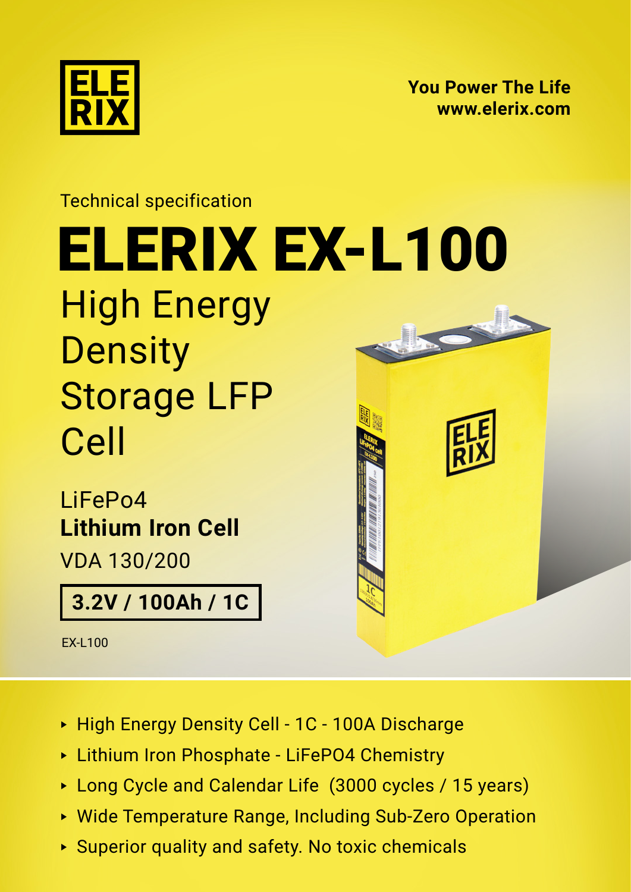ELERIX

**You Power The Life**
**www.elerix.com**

Technical specification

# ELERIX EX-L100

## High Energy Density Storage LFP Cell

LiFePo4
**Lithium Iron Cell**
VDA 130/200

**3.2V / 100Ah / 1C**

EX-L100

- High Energy Density Cell - 1C - 100A Discharge
- Lithium Iron Phosphate - $LiFePO_4$ Chemistry
- Long Cycle and Calendar Life (3000 cycles / 15 years)
- Wide Temperature Range, Including Sub-Zero Operation
- Superior quality and safety. No toxic chemicals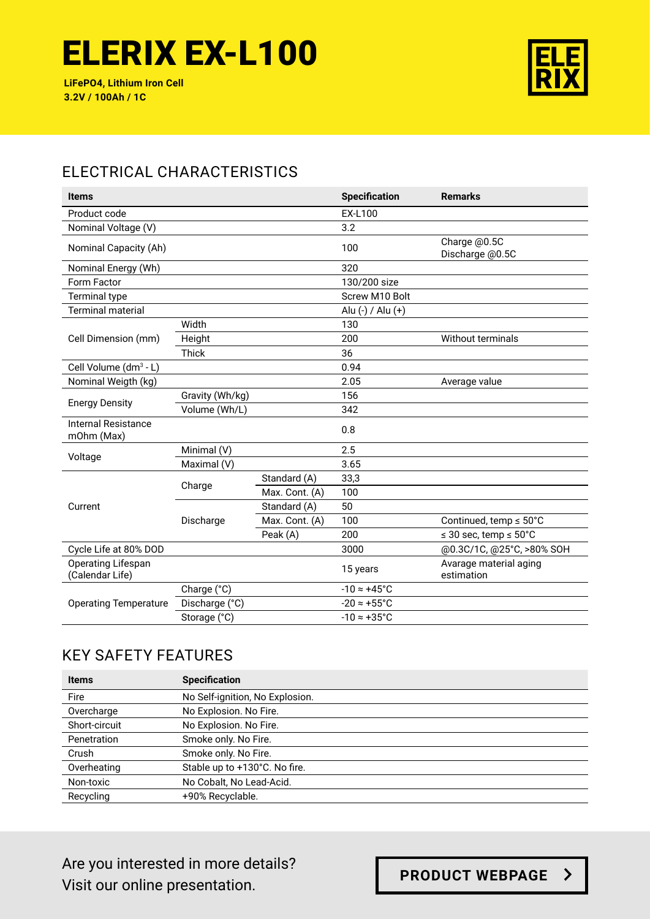# ELERIX EX-L100

**LiFePO4, Lithium Iron Cell**
**3.2V / 100Ah / 1C**

ELE RIX

## ELECTRICAL CHARACTERISTICS

| Items | | | Specification | Remarks |
|---|---|---|---|---|
| Product code | | | EX-L100 | |
| Nominal Voltage (V) | | | 3.2 | |
| Nominal Capacity (Ah) | | | 100 | Charge @0.5C Discharge @0.5C |
| Nominal Energy (Wh) | | | 320 | |
| Form Factor | | | 130/200 size | |
| Terminal type | | | Screw M10 Bolt | |
| Terminal material | | | Alu (-) / Alu (+) | |
| Cell Dimension (mm) | Width | | 130 | |
| | Height | | 200 | Without terminals |
| | Thick | | 36 | |
| Cell Volume ($dm^3$ - L) | | | 0.94 | |
| Nominal Weigth (kg) | | | 2.05 | Average value |
| Energy Density | Gravity (Wh/kg) | | 156 | |
| | Volume (Wh/L) | | 342 | |
| Internal Resistance mOhm (Max) | | | 0.8 | |
| Voltage | Minimal (V) | | 2.5 | |
| | Maximal (V) | | 3.65 | |
| Current | Charge | Standard (A) | 33,3 | |
| | | Max. Cont. (A) | 100 | |
| | Discharge | Standard (A) | 50 | |
| | | Max. Cont. (A) | 100 | Continued, temp ≤ 50°C |
| | | Peak (A) | 200 | ≤ 30 sec, temp ≤ 50°C |
| Cycle Life at 80% DOD | | | 3000 | @0.3C/1C, @25°C, >80% SOH |
| Operating Lifespan (Calendar Life) | | | 15 years | Avarage material aging estimation |
| Operating Temperature | Charge (°C) | | -10 ≈ +45°C | |
| | Discharge (°C) | | -20 ≈ +55°C | |
| | Storage (°C) | | -10 ≈ +35°C | |

## KEY SAFETY FEATURES

| Items | Specification |
|---|---|
| Fire | No Self-ignition, No Explosion. |
| Overcharge | No Explosion. No Fire. |
| Short-circuit | No Explosion. No Fire. |
| Penetration | Smoke only. No Fire. |
| Crush | Smoke only. No Fire. |
| Overheating | Stable up to +130°C. No fire. |
| Non-toxic | No Cobalt, No Lead-Acid. |
| Recycling | +90% Recyclable. |

Are you interested in more details?
Visit our online presentation.

**PRODUCT WEBPAGE**